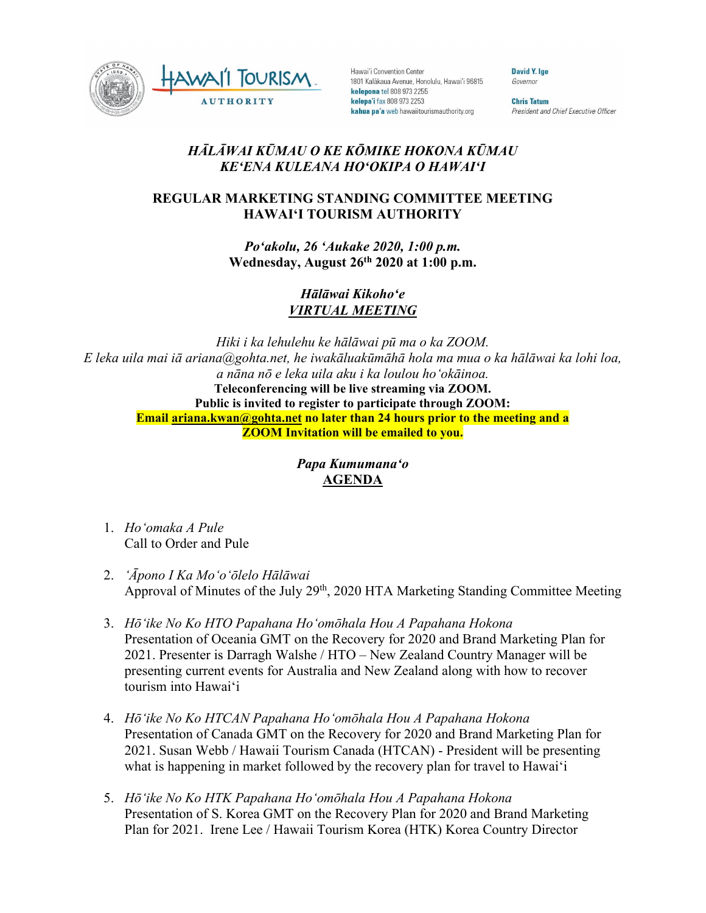Hawai'i Tourism Authority

Hawai'i Convention Center
1801 Kalākaua Avenue, Honolulu, Hawai'i 96815
**kelepona** tel 808 973 2255
**kelepa'i** fax 808 973 2253
**kahua pa'a** web hawaiitourismauthority.org

**David Y. Ige**
*Governor*

**Chris Tatum**
*President and Chief Executive Officer*

## *HĀLĀWAI KŪMAU O KE KŌMIKE HOKONA KŪMAU*
## *KEʻENA KULEANA HOʻOKIPA O HAWAIʻI*

## REGULAR MARKETING STANDING COMMITTEE MEETING
## HAWAIʻI TOURISM AUTHORITY

***Poʻakolu, 26 ʻAukake 2020, 1:00 p.m.***
**Wednesday, August 26th 2020 at 1:00 p.m.**

***Hālāwai Kikohoʻe***
***VIRTUAL MEETING***

*Hiki i ka lehulehu ke hālāwai pū ma o ka ZOOM.*
*E leka uila mai iā ariana@gohta.net, he iwakāluakūmāhā hola ma mua o ka hālāwai ka lohi loa, a nāna nō e leka uila aku i ka loulou hoʻokāinoa.*
**Teleconferencing will be live streaming via ZOOM.**
**Public is invited to register to participate through ZOOM:**
**Email ariana.kwan@gohta.net no later than 24 hours prior to the meeting and a ZOOM Invitation will be emailed to you.**

***Papa Kumumanaʻo***
**AGENDA**

1. *Hoʻomaka A Pule*
   Call to Order and Pule

2. *ʻĀpono I Ka Moʻoʻōlelo Hālāwai*
   Approval of Minutes of the July 29th, 2020 HTA Marketing Standing Committee Meeting

3. *Hōʻike No Ko HTO Papahana Hoʻomōhala Hou A Papahana Hokona*
   Presentation of Oceania GMT on the Recovery for 2020 and Brand Marketing Plan for 2021. Presenter is Darragh Walshe / HTO – New Zealand Country Manager will be presenting current events for Australia and New Zealand along with how to recover tourism into Hawaiʻi

4. *Hōʻike No Ko HTCAN Papahana Hoʻomōhala Hou A Papahana Hokona*
   Presentation of Canada GMT on the Recovery for 2020 and Brand Marketing Plan for 2021. Susan Webb / Hawaii Tourism Canada (HTCAN) - President will be presenting what is happening in market followed by the recovery plan for travel to Hawaiʻi

5. *Hōʻike No Ko HTK Papahana Hoʻomōhala Hou A Papahana Hokona*
   Presentation of S. Korea GMT on the Recovery Plan for 2020 and Brand Marketing Plan for 2021. Irene Lee / Hawaii Tourism Korea (HTK) Korea Country Director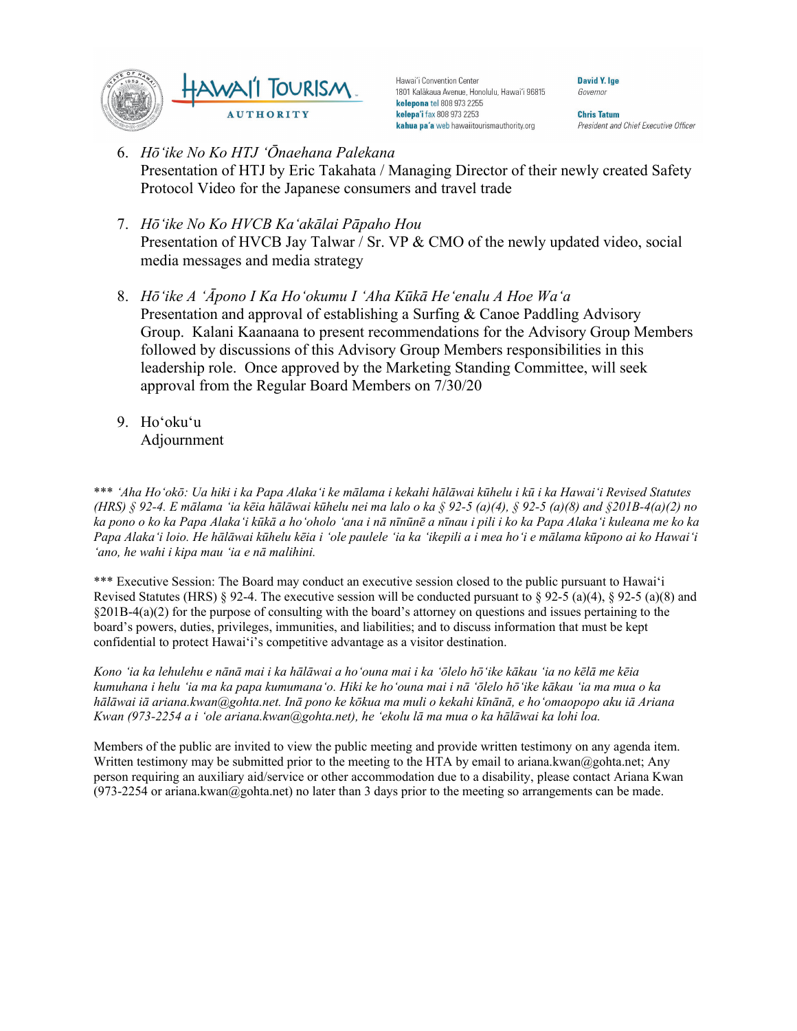6. *Hōʻike No Ko HTJ ʻŌnaehana Palekana*
   Presentation of HTJ by Eric Takahata / Managing Director of their newly created Safety Protocol Video for the Japanese consumers and travel trade

7. *Hōʻike No Ko HVCB Kaʻakālai Pāpaho Hou*
   Presentation of HVCB Jay Talwar / Sr. VP & CMO of the newly updated video, social media messages and media strategy

8. *Hōʻike A ʻĀpono I Ka Hoʻokumu I ʻAha Kūkā Heʻenalu A Hoe Waʻa*
   Presentation and approval of establishing a Surfing & Canoe Paddling Advisory Group. Kalani Kaanaana to present recommendations for the Advisory Group Members followed by discussions of this Advisory Group Members responsibilities in this leadership role. Once approved by the Marketing Standing Committee, will seek approval from the Regular Board Members on 7/30/20

9. Hoʻokuʻu
   Adjournment

\*\*\* *ʻAha Hoʻokō: Ua hiki i ka Papa Alakaʻi ke mālama i kekahi hālāwai kūhelu i kū i ka Hawaiʻi Revised Statutes (HRS) § 92-4. E mālama ʻia kēia hālāwai kūhelu nei ma lalo o ka § 92-5 (a)(4), § 92-5 (a)(8) and §201B-4(a)(2) no ka pono o ko ka Papa Alakaʻi kūkā a hoʻoholo ʻana i nā nīnūnē a nīnau i pili i ko ka Papa Alakaʻi kuleana me ko ka Papa Alakaʻi loio. He hālāwai kūhelu kēia i ʻole paulele ʻia ka ʻikepili a i mea hoʻi e mālama kūpono ai ko Hawaiʻi ʻano, he wahi i kipa mau ʻia e nā malihini.*

\*\*\* Executive Session: The Board may conduct an executive session closed to the public pursuant to Hawaiʻi Revised Statutes (HRS) § 92-4. The executive session will be conducted pursuant to § 92-5 (a)(4), § 92-5 (a)(8) and §201B-4(a)(2) for the purpose of consulting with the board's attorney on questions and issues pertaining to the board's powers, duties, privileges, immunities, and liabilities; and to discuss information that must be kept confidential to protect Hawaiʻi's competitive advantage as a visitor destination.

*Kono ʻia ka lehulehu e nānā mai i ka hālāwai a hoʻouna mai i ka ʻōlelo hōʻike kākau ʻia no kēlā me kēia kumuhana i helu ʻia ma ka papa kumumanaʻo. Hiki ke hoʻouna mai i nā ʻōlelo hōʻike kākau ʻia ma mua o ka hālāwai iā ariana.kwan@gohta.net. Inā pono ke kōkua ma muli o kekahi kīnānā, e hoʻomaopopo aku iā Ariana Kwan (973-2254 a i ʻole ariana.kwan@gohta.net), he ʻekolu lā ma mua o ka hālāwai ka lohi loa.*

Members of the public are invited to view the public meeting and provide written testimony on any agenda item. Written testimony may be submitted prior to the meeting to the HTA by email to ariana.kwan@gohta.net; Any person requiring an auxiliary aid/service or other accommodation due to a disability, please contact Ariana Kwan (973-2254 or ariana.kwan@gohta.net) no later than 3 days prior to the meeting so arrangements can be made.